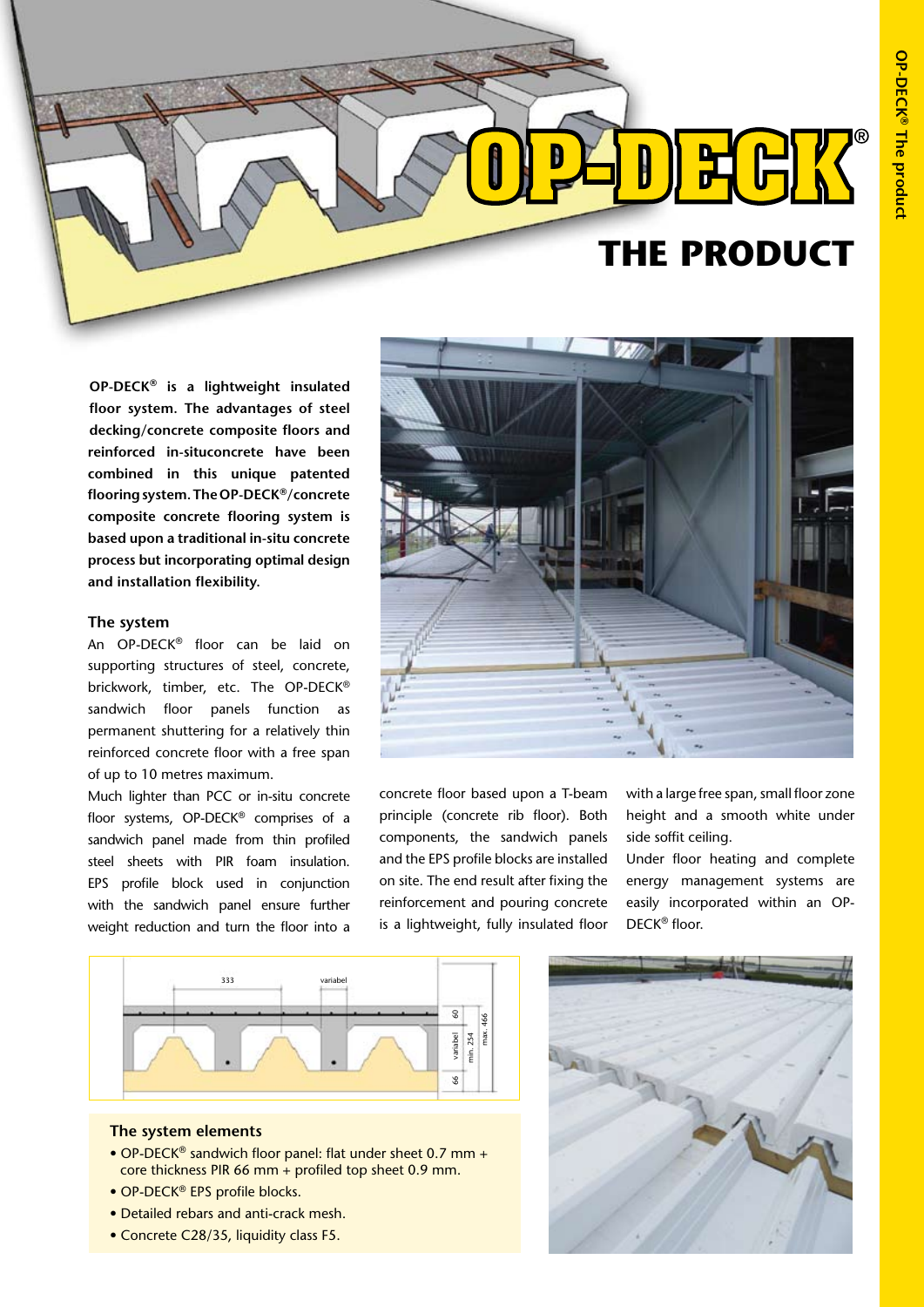# OP-DECK®

## THE PRODUCT

**OP-DECK® is a lightweight insulated floor system. The advantages of steel decking/concrete composite floors and reinforced in-situconcrete have been combined in this unique patented flooring system. The OP-DECK®/concrete composite concrete flooring system is based upon a traditional in-situ concrete process but incorporating optimal design and installation flexibility.**

### The system

An OP-DECK® floor can be laid on supporting structures of steel, concrete, brickwork, timber, etc. The OP-DECK® sandwich floor panels function as permanent shuttering for a relatively thin reinforced concrete floor with a free span of up to 10 metres maximum.

Much lighter than PCC or in-situ concrete floor systems, OP-DECK® comprises of a sandwich panel made from thin profiled steel sheets with PIR foam insulation. EPS profile block used in conjunction with the sandwich panel ensure further weight reduction and turn the floor into a concrete floor based upon a T-beam principle (concrete rib floor). Both components, the sandwich panels and the EPS profile blocks are installed on site. The end result after fixing the reinforcement and pouring concrete is a lightweight, fully insulated floor with a large free span, small floor zone height and a smooth white under side soffit ceiling.

Under floor heating and complete energy management systems are easily incorporated within an OP-DECK® floor.

333 variabel 60 variabel min. 254 max. 466 66

### The system elements

- OP-DECK® sandwich floor panel: flat under sheet 0.7 mm + core thickness PIR 66 mm + profiled top sheet 0.9 mm.
- OP-DECK® EPS profile blocks.
- Detailed rebars and anti-crack mesh.
- Concrete C28/35, liquidity class F5.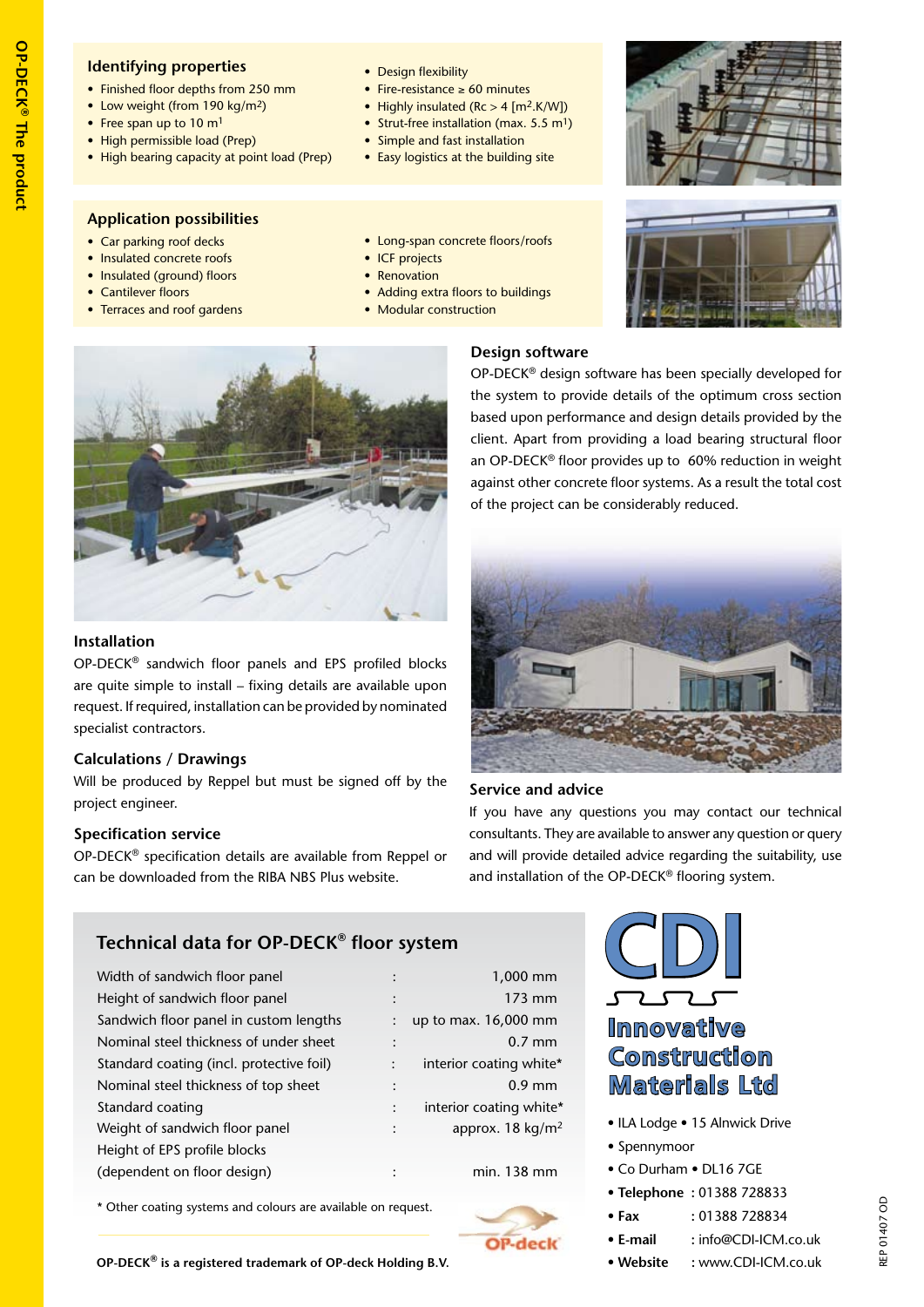## Identifying properties

- Finished floor depths from 250 mm
- Low weight (from 190 kg/m$^2$)
- Free span up to 10 m[1]
- High permissible load (Prep)
- High bearing capacity at point load (Prep)
- Design flexibility
- Fire-resistance ≥ 60 minutes
- Highly insulated (Rc > 4 [m$^2$.K/W])
- Strut-free installation (max. 5.5 m[1])
- Simple and fast installation
- Easy logistics at the building site

## Application possibilities

- Car parking roof decks
- Insulated concrete roofs
- Insulated (ground) floors
- Cantilever floors
- Terraces and roof gardens
- Long-span concrete floors/roofs
- ICF projects
- Renovation
- Adding extra floors to buildings
- Modular construction

### Installation

OP-DECK® sandwich floor panels and EPS profiled blocks are quite simple to install – fixing details are available upon request. If required, installation can be provided by nominated specialist contractors.

### Calculations / Drawings

Will be produced by Reppel but must be signed off by the project engineer.

### Specification service

OP-DECK® specification details are available from Reppel or can be downloaded from the RIBA NBS Plus website.

### Design software

OP-DECK® design software has been specially developed for the system to provide details of the optimum cross section based upon performance and design details provided by the client. Apart from providing a load bearing structural floor an OP-DECK® floor provides up to 60% reduction in weight against other concrete floor systems. As a result the total cost of the project can be considerably reduced.

### Service and advice

If you have any questions you may contact our technical consultants. They are available to answer any question or query and will provide detailed advice regarding the suitability, use and installation of the OP-DECK® flooring system.

## Technical data for OP-DECK® floor system

| | | |
|---|---|---|
| Width of sandwich floor panel | : | 1,000 mm |
| Height of sandwich floor panel | : | 173 mm |
| Sandwich floor panel in custom lengths | : | up to max. 16,000 mm |
| Nominal steel thickness of under sheet | : | 0.7 mm |
| Standard coating (incl. protective foil) | : | interior coating white* |
| Nominal steel thickness of top sheet | : | 0.9 mm |
| Standard coating | : | interior coating white* |
| Weight of sandwich floor panel | : | approx. 18 kg/m$^2$ |
| Height of EPS profile blocks (dependent on floor design) | : | min. 138 mm |

* Other coating systems and colours are available on request.

**OP-DECK® is a registered trademark of OP-deck Holding B.V.**

CDI

Innovative Construction Materials Ltd

- ILA Lodge • 15 Alnwick Drive
- Spennymoor
- Co Durham • DL16 7GE
- **Telephone** : 01388 728833
- **Fax** : 01388 728834
- **E-mail** : info@CDI-ICM.co.uk
- **Website** : www.CDI-ICM.co.uk

REP 01407 OD